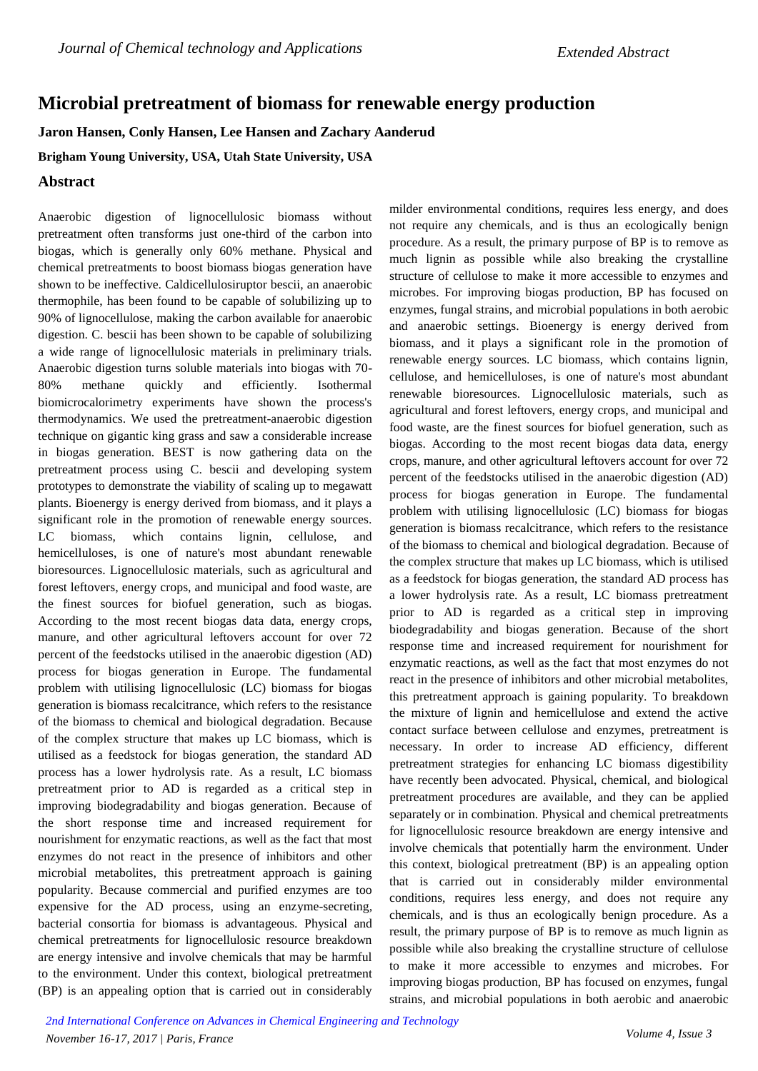# Microbial pretreatment of biomass for renewable energy production

**Jaron Hansen, Conly Hansen, Lee Hansen and Zachary Aanderud**

**Brigham Young University, USA, Utah State University, USA**

## Abstract

Anaerobic digestion of lignocellulosic biomass without pretreatment often transforms just one-third of the carbon into biogas, which is generally only 60% methane. Physical and chemical pretreatments to boost biomass biogas generation have shown to be ineffective. Caldicellulosiruptor bescii, an anaerobic thermophile, has been found to be capable of solubilizing up to 90% of lignocellulose, making the carbon available for anaerobic digestion. C. bescii has been shown to be capable of solubilizing a wide range of lignocellulosic materials in preliminary trials. Anaerobic digestion turns soluble materials into biogas with 70-80% methane quickly and efficiently. Isothermal biomicrocalorimetry experiments have shown the process's thermodynamics. We used the pretreatment-anaerobic digestion technique on gigantic king grass and saw a considerable increase in biogas generation. BEST is now gathering data on the pretreatment process using C. bescii and developing system prototypes to demonstrate the viability of scaling up to megawatt plants. Bioenergy is energy derived from biomass, and it plays a significant role in the promotion of renewable energy sources. LC biomass, which contains lignin, cellulose, and hemicelluloses, is one of nature's most abundant renewable bioresources. Lignocellulosic materials, such as agricultural and forest leftovers, energy crops, and municipal and food waste, are the finest sources for biofuel generation, such as biogas. According to the most recent biogas data data, energy crops, manure, and other agricultural leftovers account for over 72 percent of the feedstocks utilised in the anaerobic digestion (AD) process for biogas generation in Europe. The fundamental problem with utilising lignocellulosic (LC) biomass for biogas generation is biomass recalcitrance, which refers to the resistance of the biomass to chemical and biological degradation. Because of the complex structure that makes up LC biomass, which is utilised as a feedstock for biogas generation, the standard AD process has a lower hydrolysis rate. As a result, LC biomass pretreatment prior to AD is regarded as a critical step in improving biodegradability and biogas generation. Because of the short response time and increased requirement for nourishment for enzymatic reactions, as well as the fact that most enzymes do not react in the presence of inhibitors and other microbial metabolites, this pretreatment approach is gaining popularity. Because commercial and purified enzymes are too expensive for the AD process, using an enzyme-secreting, bacterial consortia for biomass is advantageous. Physical and chemical pretreatments for lignocellulosic resource breakdown are energy intensive and involve chemicals that may be harmful to the environment. Under this context, biological pretreatment (BP) is an appealing option that is carried out in considerably milder environmental conditions, requires less energy, and does not require any chemicals, and is thus an ecologically benign procedure. As a result, the primary purpose of BP is to remove as much lignin as possible while also breaking the crystalline structure of cellulose to make it more accessible to enzymes and microbes. For improving biogas production, BP has focused on enzymes, fungal strains, and microbial populations in both aerobic and anaerobic settings. Bioenergy is energy derived from biomass, and it plays a significant role in the promotion of renewable energy sources. LC biomass, which contains lignin, cellulose, and hemicelluloses, is one of nature's most abundant renewable bioresources. Lignocellulosic materials, such as agricultural and forest leftovers, energy crops, and municipal and food waste, are the finest sources for biofuel generation, such as biogas. According to the most recent biogas data data, energy crops, manure, and other agricultural leftovers account for over 72 percent of the feedstocks utilised in the anaerobic digestion (AD) process for biogas generation in Europe. The fundamental problem with utilising lignocellulosic (LC) biomass for biogas generation is biomass recalcitrance, which refers to the resistance of the biomass to chemical and biological degradation. Because of the complex structure that makes up LC biomass, which is utilised as a feedstock for biogas generation, the standard AD process has a lower hydrolysis rate. As a result, LC biomass pretreatment prior to AD is regarded as a critical step in improving biodegradability and biogas generation. Because of the short response time and increased requirement for nourishment for enzymatic reactions, as well as the fact that most enzymes do not react in the presence of inhibitors and other microbial metabolites, this pretreatment approach is gaining popularity. To breakdown the mixture of lignin and hemicellulose and extend the active contact surface between cellulose and enzymes, pretreatment is necessary. In order to increase AD efficiency, different pretreatment strategies for enhancing LC biomass digestibility have recently been advocated. Physical, chemical, and biological pretreatment procedures are available, and they can be applied separately or in combination. Physical and chemical pretreatments for lignocellulosic resource breakdown are energy intensive and involve chemicals that potentially harm the environment. Under this context, biological pretreatment (BP) is an appealing option that is carried out in considerably milder environmental conditions, requires less energy, and does not require any chemicals, and is thus an ecologically benign procedure. As a result, the primary purpose of BP is to remove as much lignin as possible while also breaking the crystalline structure of cellulose to make it more accessible to enzymes and microbes. For improving biogas production, BP has focused on enzymes, fungal strains, and microbial populations in both aerobic and anaerobic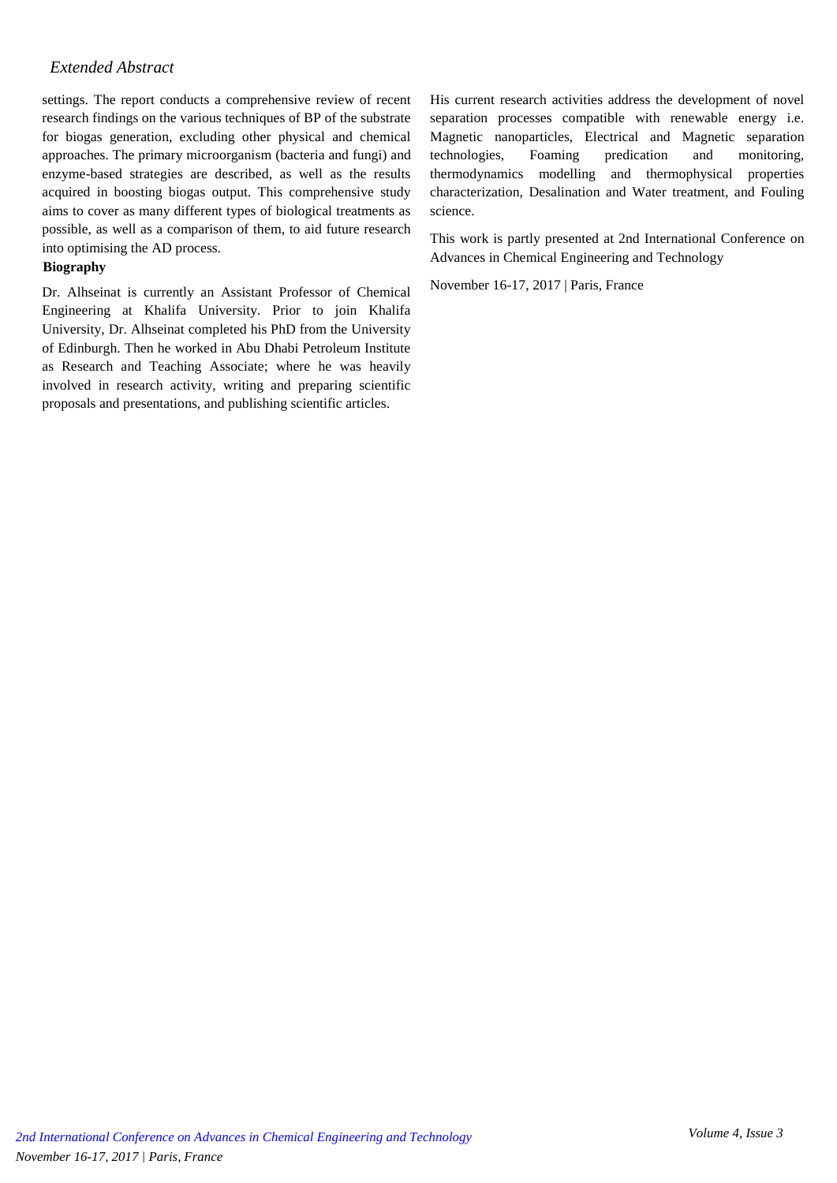settings. The report conducts a comprehensive review of recent research findings on the various techniques of BP of the substrate for biogas generation, excluding other physical and chemical approaches. The primary microorganism (bacteria and fungi) and enzyme-based strategies are described, as well as the results acquired in boosting biogas output. This comprehensive study aims to cover as many different types of biological treatments as possible, as well as a comparison of them, to aid future research into optimising the AD process.

**Biography**

Dr. Alhseinat is currently an Assistant Professor of Chemical Engineering at Khalifa University. Prior to join Khalifa University, Dr. Alhseinat completed his PhD from the University of Edinburgh. Then he worked in Abu Dhabi Petroleum Institute as Research and Teaching Associate; where he was heavily involved in research activity, writing and preparing scientific proposals and presentations, and publishing scientific articles. His current research activities address the development of novel separation processes compatible with renewable energy i.e. Magnetic nanoparticles, Electrical and Magnetic separation technologies, Foaming predication and monitoring, thermodynamics modelling and thermophysical properties characterization, Desalination and Water treatment, and Fouling science.

This work is partly presented at 2nd International Conference on Advances in Chemical Engineering and Technology

November 16-17, 2017 | Paris, France